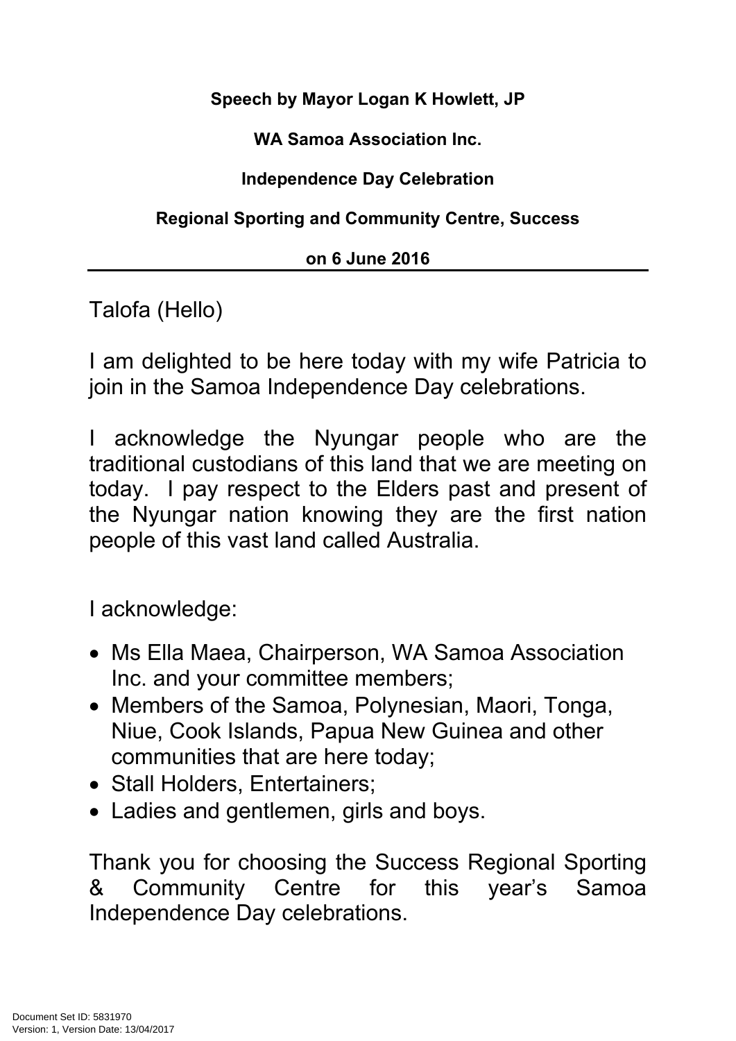**Speech by Mayor Logan K Howlett, JP**

**WA Samoa Association Inc.**

**Independence Day Celebration**

**Regional Sporting and Community Centre, Success**

**on 6 June 2016**

---

Talofa (Hello)

I am delighted to be here today with my wife Patricia to join in the Samoa Independence Day celebrations.

I acknowledge the Nyungar people who are the traditional custodians of this land that we are meeting on today. I pay respect to the Elders past and present of the Nyungar nation knowing they are the first nation people of this vast land called Australia.

I acknowledge:

- Ms Ella Maea, Chairperson, WA Samoa Association Inc. and your committee members;
- Members of the Samoa, Polynesian, Maori, Tonga, Niue, Cook Islands, Papua New Guinea and other communities that are here today;
- Stall Holders, Entertainers;
- Ladies and gentlemen, girls and boys.

Thank you for choosing the Success Regional Sporting & Community Centre for this year's Samoa Independence Day celebrations.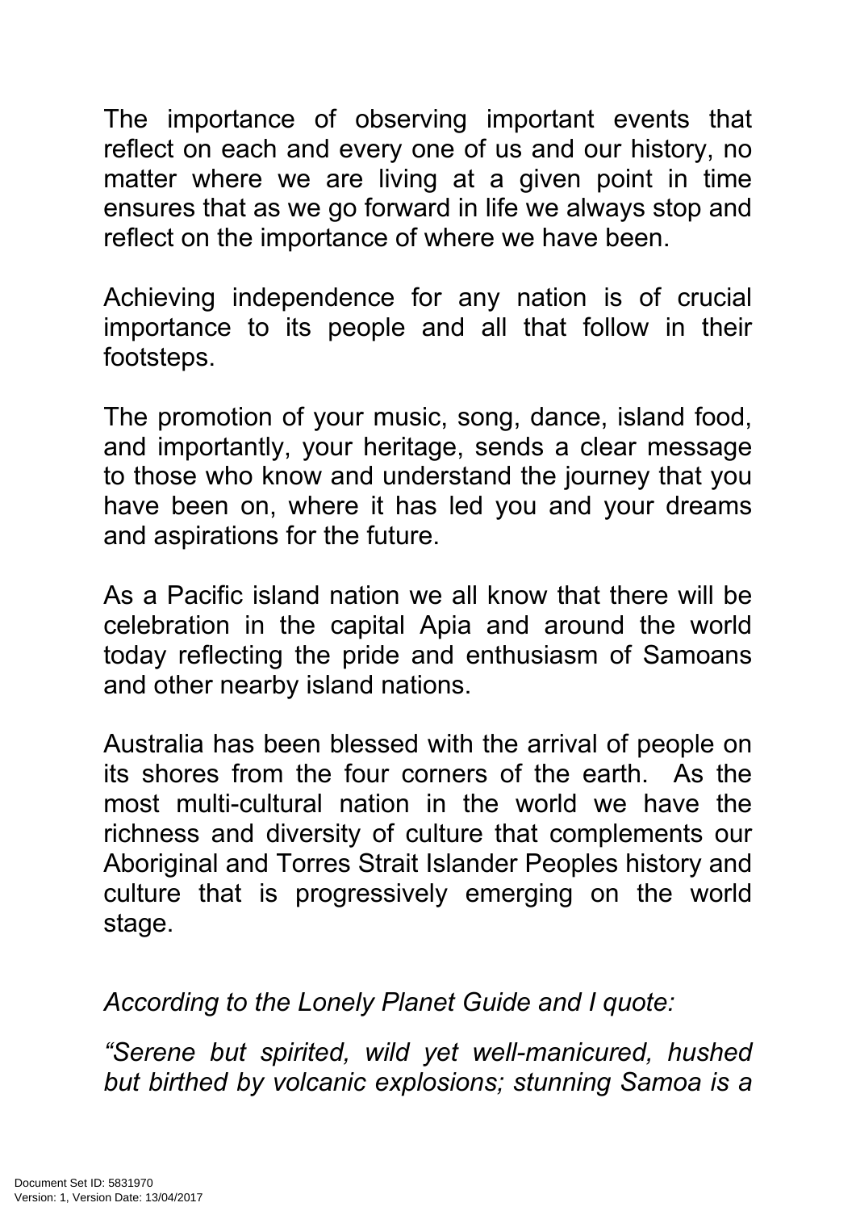The importance of observing important events that reflect on each and every one of us and our history, no matter where we are living at a given point in time ensures that as we go forward in life we always stop and reflect on the importance of where we have been.

Achieving independence for any nation is of crucial importance to its people and all that follow in their footsteps.

The promotion of your music, song, dance, island food, and importantly, your heritage, sends a clear message to those who know and understand the journey that you have been on, where it has led you and your dreams and aspirations for the future.

As a Pacific island nation we all know that there will be celebration in the capital Apia and around the world today reflecting the pride and enthusiasm of Samoans and other nearby island nations.

Australia has been blessed with the arrival of people on its shores from the four corners of the earth. As the most multi-cultural nation in the world we have the richness and diversity of culture that complements our Aboriginal and Torres Strait Islander Peoples history and culture that is progressively emerging on the world stage.

*According to the Lonely Planet Guide and I quote:*

*"Serene but spirited, wild yet well-manicured, hushed but birthed by volcanic explosions; stunning Samoa is a*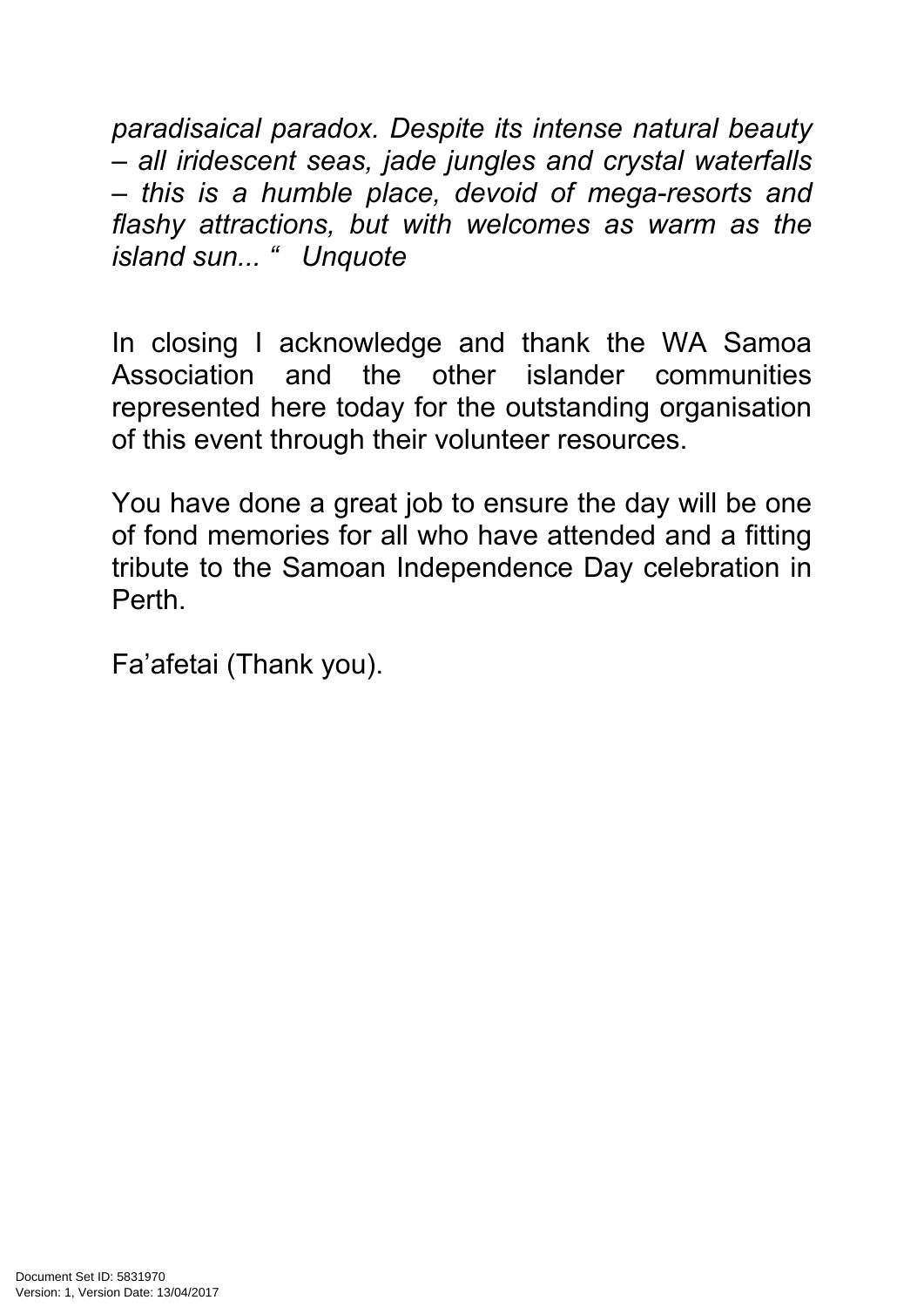*paradisaical paradox. Despite its intense natural beauty – all iridescent seas, jade jungles and crystal waterfalls – this is a humble place, devoid of mega-resorts and flashy attractions, but with welcomes as warm as the island sun... "   Unquote*

In closing I acknowledge and thank the WA Samoa Association and the other islander communities represented here today for the outstanding organisation of this event through their volunteer resources.

You have done a great job to ensure the day will be one of fond memories for all who have attended and a fitting tribute to the Samoan Independence Day celebration in Perth.

Fa'afetai (Thank you).